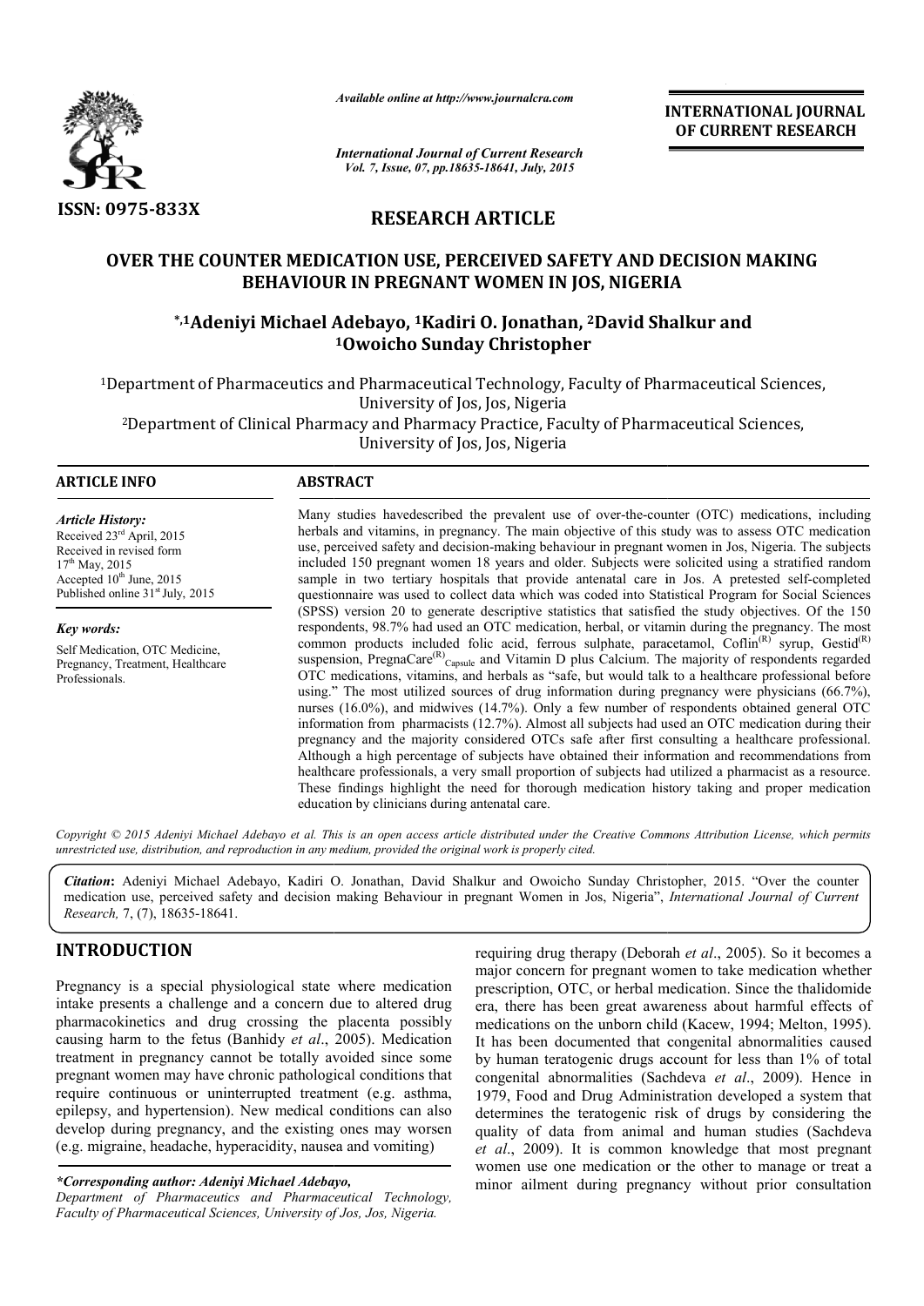ISSN: 0975-833X

*Available online at http://www.journalcra.com*

*International Journal of Current Research*
*Vol. 7, Issue, 07, pp.18635-18641, July, 2015*

**INTERNATIONAL JOURNAL OF CURRENT RESEARCH**

## RESEARCH ARTICLE

# OVER THE COUNTER MEDICATION USE, PERCEIVED SAFETY AND DECISION MAKING BEHAVIOUR IN PREGNANT WOMEN IN JOS, NIGERIA

**[*,1]Adeniyi Michael Adebayo, [1]Kadiri O. Jonathan, [2]David Shalkur and [1]Owoicho Sunday Christopher**

[1]Department of Pharmaceutics and Pharmaceutical Technology, Faculty of Pharmaceutical Sciences, University of Jos, Jos, Nigeria

[2]Department of Clinical Pharmacy and Pharmacy Practice, Faculty of Pharmaceutical Sciences, University of Jos, Jos, Nigeria

### ARTICLE INFO

*Article History:*
Received 23rd April, 2015
Received in revised form
17th May, 2015
Accepted 10th June, 2015
Published online 31st July, 2015

*Key words:*
Self Medication, OTC Medicine, Pregnancy, Treatment, Healthcare Professionals.

### ABSTRACT

Many studies havedescribed the prevalent use of over-the-counter (OTC) medications, including herbals and vitamins, in pregnancy. The main objective of this study was to assess OTC medication use, perceived safety and decision-making behaviour in pregnant women in Jos, Nigeria. The subjects included 150 pregnant women 18 years and older. Subjects were solicited using a stratified random sample in two tertiary hospitals that provide antenatal care in Jos. A pretested self-completed questionnaire was used to collect data which was coded into Statistical Program for Social Sciences (SPSS) version 20 to generate descriptive statistics that satisfied the study objectives. Of the 150 respondents, 98.7% had used an OTC medication, herbal, or vitamin during the pregnancy. The most common products included folic acid, ferrous sulphate, paracetamol, Coflin(R) syrup, Gestid(R) suspension, PregnaCare(R)$_{Capsule}$ and Vitamin D plus Calcium. The majority of respondents regarded OTC medications, vitamins, and herbals as "safe, but would talk to a healthcare professional before using." The most utilized sources of drug information during pregnancy were physicians (66.7%), nurses (16.0%), and midwives (14.7%). Only a few number of respondents obtained general OTC information from pharmacists (12.7%). Almost all subjects had used an OTC medication during their pregnancy and the majority considered OTCs safe after first consulting a healthcare professional. Although a high percentage of subjects have obtained their information and recommendations from healthcare professionals, a very small proportion of subjects had utilized a pharmacist as a resource. These findings highlight the need for thorough medication history taking and proper medication education by clinicians during antenatal care.

*Copyright © 2015 Adeniyi Michael Adebayo et al. This is an open access article distributed under the Creative Commons Attribution License, which permits unrestricted use, distribution, and reproduction in any medium, provided the original work is properly cited.*

**Citation:** Adeniyi Michael Adebayo, Kadiri O. Jonathan, David Shalkur and Owoicho Sunday Christopher, 2015. "Over the counter medication use, perceived safety and decision making Behaviour in pregnant Women in Jos, Nigeria", *International Journal of Current Research*, 7, (7), 18635-18641.

## INTRODUCTION

Pregnancy is a special physiological state where medication intake presents a challenge and a concern due to altered drug pharmacokinetics and drug crossing the placenta possibly causing harm to the fetus (Banhidy *et al*., 2005). Medication treatment in pregnancy cannot be totally avoided since some pregnant women may have chronic pathological conditions that require continuous or uninterrupted treatment (e.g. asthma, epilepsy, and hypertension). New medical conditions can also develop during pregnancy, and the existing ones may worsen (e.g. migraine, headache, hyperacidity, nausea and vomiting) requiring drug therapy (Deborah *et al*., 2005). So it becomes a major concern for pregnant women to take medication whether prescription, OTC, or herbal medication. Since the thalidomide era, there has been great awareness about harmful effects of medications on the unborn child (Kacew, 1994; Melton, 1995). It has been documented that congenital abnormalities caused by human teratogenic drugs account for less than 1% of total congenital abnormalities (Sachdeva *et al*., 2009). Hence in 1979, Food and Drug Administration developed a system that determines the teratogenic risk of drugs by considering the quality of data from animal and human studies (Sachdeva *et al*., 2009). It is common knowledge that most pregnant women use one medication or the other to manage or treat a minor ailment during pregnancy without prior consultation

*\*Corresponding author: Adeniyi Michael Adebayo,*
*Department of Pharmaceutics and Pharmaceutical Technology, Faculty of Pharmaceutical Sciences, University of Jos, Jos, Nigeria.*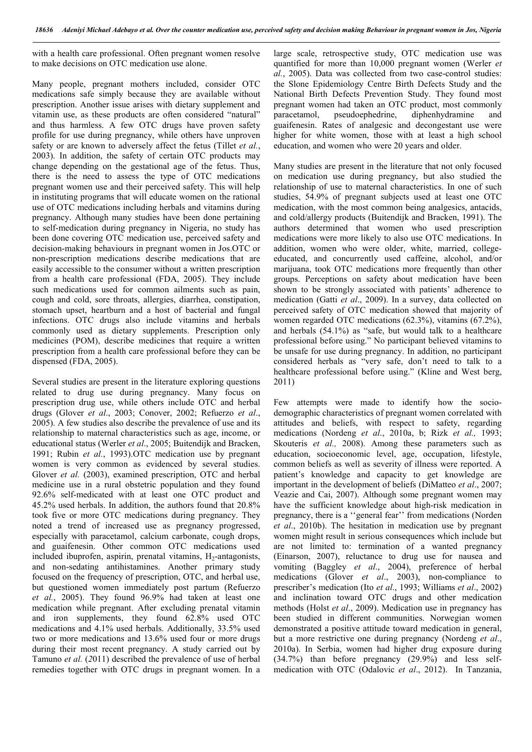with a health care professional. Often pregnant women resolve to make decisions on OTC medication use alone.

Many people, pregnant mothers included, consider OTC medications safe simply because they are available without prescription. Another issue arises with dietary supplement and vitamin use, as these products are often considered "natural" and thus harmless. A few OTC drugs have proven safety profile for use during pregnancy, while others have unproven safety or are known to adversely affect the fetus (Tillet *et al.*, 2003). In addition, the safety of certain OTC products may change depending on the gestational age of the fetus. Thus, there is the need to assess the type of OTC medications pregnant women use and their perceived safety. This will help in instituting programs that will educate women on the rational use of OTC medications including herbals and vitamins during pregnancy. Although many studies have been done pertaining to self-medication during pregnancy in Nigeria, no study has been done covering OTC medication use, perceived safety and decision-making behaviours in pregnant women in Jos.OTC or non-prescription medications describe medications that are easily accessible to the consumer without a written prescription from a health care professional (FDA, 2005). They include such medications used for common ailments such as pain, cough and cold, sore throats, allergies, diarrhea, constipation, stomach upset, heartburn and a host of bacterial and fungal infections. OTC drugs also include vitamins and herbals commonly used as dietary supplements. Prescription only medicines (POM), describe medicines that require a written prescription from a health care professional before they can be dispensed (FDA, 2005).

Several studies are present in the literature exploring questions related to drug use during pregnancy. Many focus on prescription drug use, while others include OTC and herbal drugs (Glover *et al*., 2003; Conover, 2002; Refuerzo *et al*., 2005). A few studies also describe the prevalence of use and its relationship to maternal characteristics such as age, income, or educational status (Werler *et al*., 2005; Buitendijk and Bracken, 1991; Rubin *et al.*, 1993).OTC medication use by pregnant women is very common as evidenced by several studies. Glover *et al.* (2003), examined prescription, OTC and herbal medicine use in a rural obstetric population and they found 92.6% self-medicated with at least one OTC product and 45.2% used herbals. In addition, the authors found that 20.8% took five or more OTC medications during pregnancy. They noted a trend of increased use as pregnancy progressed, especially with paracetamol, calcium carbonate, cough drops, and guaifenesin. Other common OTC medications used included ibuprofen, aspirin, prenatal vitamins, $H_2$-antagonists, and non-sedating antihistamines. Another primary study focused on the frequency of prescription, OTC, and herbal use, but questioned women immediately post partum (Refuerzo *et al.*, 2005). They found 96.9% had taken at least one medication while pregnant. After excluding prenatal vitamin and iron supplements, they found 62.8% used OTC medications and 4.1% used herbals. Additionally, 33.5% used two or more medications and 13.6% used four or more drugs during their most recent pregnancy. A study carried out by Tamuno *et al.* (2011) described the prevalence of use of herbal remedies together with OTC drugs in pregnant women. In a large scale, retrospective study, OTC medication use was quantified for more than 10,000 pregnant women (Werler *et al.*, 2005). Data was collected from two case-control studies: the Slone Epidemiology Centre Birth Defects Study and the National Birth Defects Prevention Study. They found most pregnant women had taken an OTC product, most commonly paracetamol, pseudoephedrine, diphenhydramine and guaifenesin. Rates of analgesic and decongestant use were higher for white women, those with at least a high school education, and women who were 20 years and older.

Many studies are present in the literature that not only focused on medication use during pregnancy, but also studied the relationship of use to maternal characteristics. In one of such studies, 54.9% of pregnant subjects used at least one OTC medication, with the most common being analgesics, antacids, and cold/allergy products (Buitendijk and Bracken, 1991). The authors determined that women who used prescription medications were more likely to also use OTC medications. In addition, women who were older, white, married, college-educated, and concurrently used caffeine, alcohol, and/or marijuana, took OTC medications more frequently than other groups. Perceptions on safety about medication have been shown to be strongly associated with patients' adherence to medication (Gatti *et al*., 2009). In a survey, data collected on perceived safety of OTC medication showed that majority of women regarded OTC medications (62.3%), vitamins (67.2%), and herbals (54.1%) as "safe, but would talk to a healthcare professional before using." No participant believed vitamins to be unsafe for use during pregnancy. In addition, no participant considered herbals as "very safe, don't need to talk to a healthcare professional before using." (Kline and West berg, 2011)

Few attempts were made to identify how the socio-demographic characteristics of pregnant women correlated with attitudes and beliefs, with respect to safety, regarding medications (Nordeng *et al*., 2010a, b; Rizk *et al.,* 1993; Skouteris *et al.,* 2008). Among these parameters such as education, socioeconomic level, age, occupation, lifestyle, common beliefs as well as severity of illness were reported. A patient's knowledge and capacity to get knowledge are important in the development of beliefs (DiMatteo *et al*., 2007; Veazie and Cai, 2007). Although some pregnant women may have the sufficient knowledge about high-risk medication in pregnancy, there is a ''general fear'' from medications (Norden *et al*., 2010b). The hesitation in medication use by pregnant women might result in serious consequences which include but are not limited to: termination of a wanted pregnancy (Einarson, 2007), reluctance to drug use for nausea and vomiting (Baggley *et al*., 2004), preference of herbal medications (Glover *et al*., 2003), non-compliance to prescriber's medication (Ito *et al*., 1993; Williams *et al*., 2002) and inclination toward OTC drugs and other medication methods (Holst *et al*., 2009). Medication use in pregnancy has been studied in different communities. Norwegian women demonstrated a positive attitude toward medication in general, but a more restrictive one during pregnancy (Nordeng *et al*., 2010a). In Serbia, women had higher drug exposure during (34.7%) than before pregnancy (29.9%) and less self-medication with OTC (Odalovic *et al*., 2012). In Tanzania,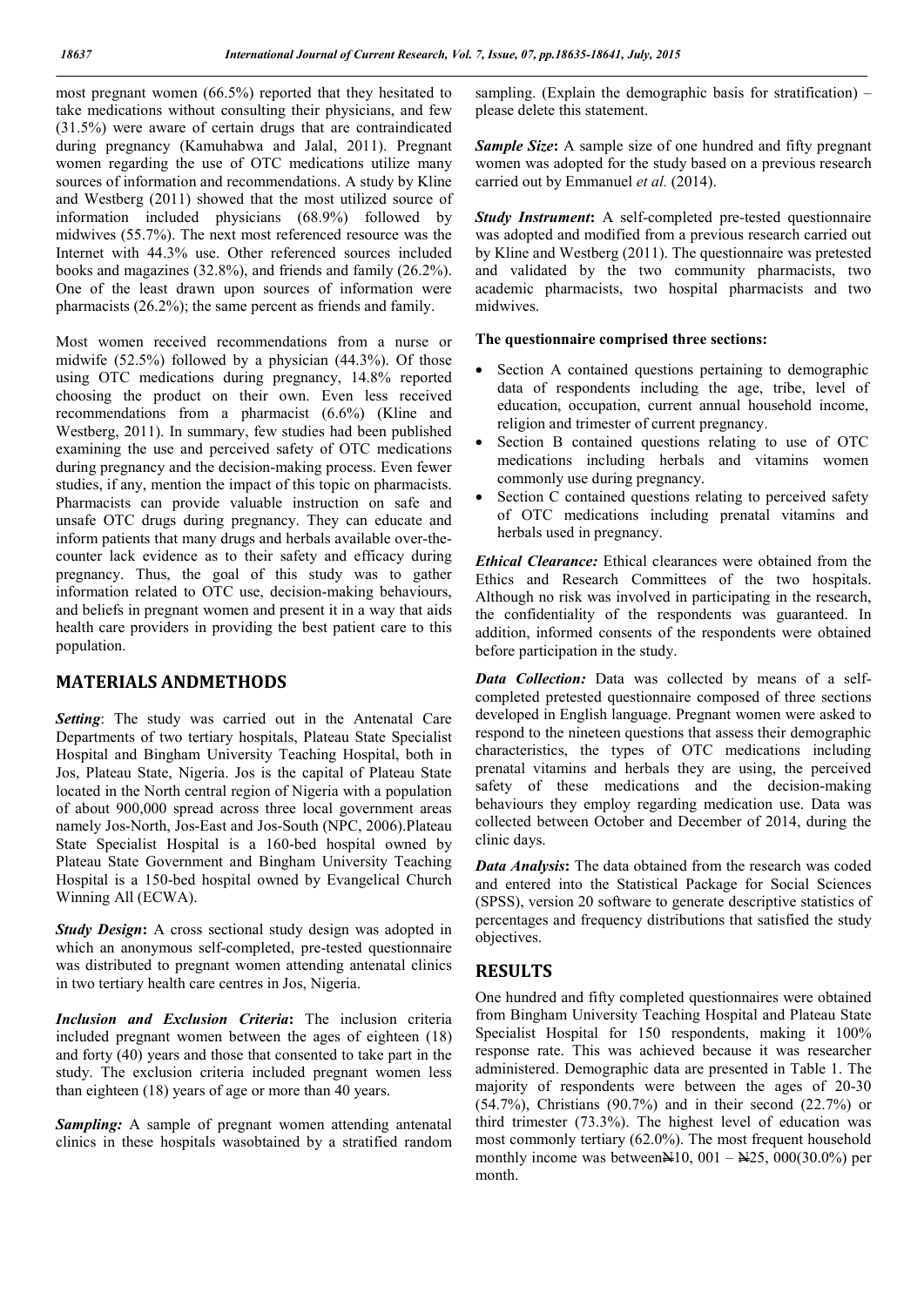most pregnant women (66.5%) reported that they hesitated to take medications without consulting their physicians, and few (31.5%) were aware of certain drugs that are contraindicated during pregnancy (Kamuhabwa and Jalal, 2011). Pregnant women regarding the use of OTC medications utilize many sources of information and recommendations. A study by Kline and Westberg (2011) showed that the most utilized source of information included physicians (68.9%) followed by midwives (55.7%). The next most referenced resource was the Internet with 44.3% use. Other referenced sources included books and magazines (32.8%), and friends and family (26.2%). One of the least drawn upon sources of information were pharmacists (26.2%); the same percent as friends and family.

Most women received recommendations from a nurse or midwife (52.5%) followed by a physician (44.3%). Of those using OTC medications during pregnancy, 14.8% reported choosing the product on their own. Even less received recommendations from a pharmacist (6.6%) (Kline and Westberg, 2011). In summary, few studies had been published examining the use and perceived safety of OTC medications during pregnancy and the decision-making process. Even fewer studies, if any, mention the impact of this topic on pharmacists. Pharmacists can provide valuable instruction on safe and unsafe OTC drugs during pregnancy. They can educate and inform patients that many drugs and herbals available over-the-counter lack evidence as to their safety and efficacy during pregnancy. Thus, the goal of this study was to gather information related to OTC use, decision-making behaviours, and beliefs in pregnant women and present it in a way that aids health care providers in providing the best patient care to this population.

## MATERIALS ANDMETHODS

***Setting***: The study was carried out in the Antenatal Care Departments of two tertiary hospitals, Plateau State Specialist Hospital and Bingham University Teaching Hospital, both in Jos, Plateau State, Nigeria. Jos is the capital of Plateau State located in the North central region of Nigeria with a population of about 900,000 spread across three local government areas namely Jos-North, Jos-East and Jos-South (NPC, 2006).Plateau State Specialist Hospital is a 160-bed hospital owned by Plateau State Government and Bingham University Teaching Hospital is a 150-bed hospital owned by Evangelical Church Winning All (ECWA).

***Study Design*:** A cross sectional study design was adopted in which an anonymous self-completed, pre-tested questionnaire was distributed to pregnant women attending antenatal clinics in two tertiary health care centres in Jos, Nigeria.

***Inclusion and Exclusion Criteria*:** The inclusion criteria included pregnant women between the ages of eighteen (18) and forty (40) years and those that consented to take part in the study. The exclusion criteria included pregnant women less than eighteen (18) years of age or more than 40 years.

***Sampling:*** A sample of pregnant women attending antenatal clinics in these hospitals wasobtained by a stratified random sampling. (Explain the demographic basis for stratification) – please delete this statement.

***Sample Size*:** A sample size of one hundred and fifty pregnant women was adopted for the study based on a previous research carried out by Emmanuel *et al.* (2014).

***Study Instrument*:** A self-completed pre-tested questionnaire was adopted and modified from a previous research carried out by Kline and Westberg (2011). The questionnaire was pretested and validated by the two community pharmacists, two academic pharmacists, two hospital pharmacists and two midwives.

**The questionnaire comprised three sections:**

- Section A contained questions pertaining to demographic data of respondents including the age, tribe, level of education, occupation, current annual household income, religion and trimester of current pregnancy.
- Section B contained questions relating to use of OTC medications including herbals and vitamins women commonly use during pregnancy.
- Section C contained questions relating to perceived safety of OTC medications including prenatal vitamins and herbals used in pregnancy.

***Ethical Clearance:*** Ethical clearances were obtained from the Ethics and Research Committees of the two hospitals. Although no risk was involved in participating in the research, the confidentiality of the respondents was guaranteed. In addition, informed consents of the respondents were obtained before participation in the study.

***Data Collection:*** Data was collected by means of a self-completed pretested questionnaire composed of three sections developed in English language. Pregnant women were asked to respond to the nineteen questions that assess their demographic characteristics, the types of OTC medications including prenatal vitamins and herbals they are using, the perceived safety of these medications and the decision-making behaviours they employ regarding medication use. Data was collected between October and December of 2014, during the clinic days.

***Data Analysis*:** The data obtained from the research was coded and entered into the Statistical Package for Social Sciences (SPSS), version 20 software to generate descriptive statistics of percentages and frequency distributions that satisfied the study objectives.

## RESULTS

One hundred and fifty completed questionnaires were obtained from Bingham University Teaching Hospital and Plateau State Specialist Hospital for 150 respondents, making it 100% response rate. This was achieved because it was researcher administered. Demographic data are presented in Table 1. The majority of respondents were between the ages of 20-30 (54.7%), Christians (90.7%) and in their second (22.7%) or third trimester (73.3%). The highest level of education was most commonly tertiary (62.0%). The most frequent household monthly income was between₦10, 001 – ₦25, 000(30.0%) per month.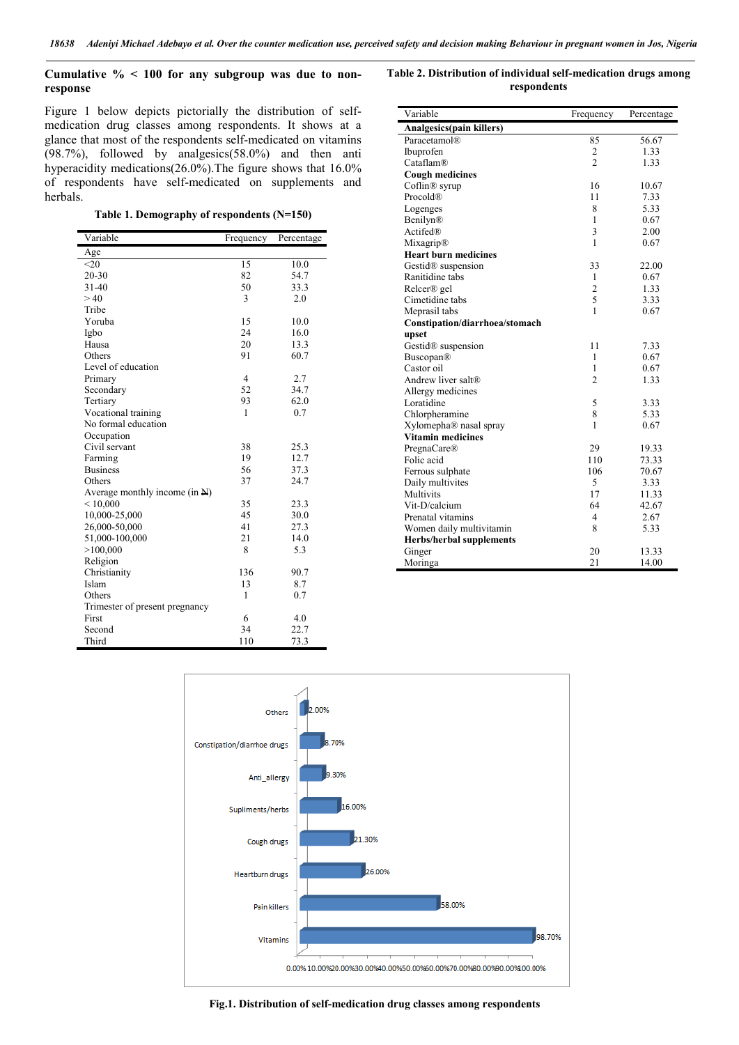**Cumulative % < 100 for any subgroup was due to non-response**

Figure 1 below depicts pictorially the distribution of self-medication drug classes among respondents. It shows at a glance that most of the respondents self-medicated on vitamins (98.7%), followed by analgesics(58.0%) and then anti hyperacidity medications(26.0%).The figure shows that 16.0% of respondents have self-medicated on supplements and herbals.

**Table 1. Demography of respondents (N=150)**

| Variable | Frequency | Percentage |
|---|---|---|
| Age | | |
| <20 | 15 | 10.0 |
| 20-30 | 82 | 54.7 |
| 31-40 | 50 | 33.3 |
| > 40 | 3 | 2.0 |
| Tribe | | |
| Yoruba | 15 | 10.0 |
| Igbo | 24 | 16.0 |
| Hausa | 20 | 13.3 |
| Others | 91 | 60.7 |
| Level of education | | |
| Primary | 4 | 2.7 |
| Secondary | 52 | 34.7 |
| Tertiary | 93 | 62.0 |
| Vocational training | 1 | 0.7 |
| No formal education | | |
| Occupation | | |
| Civil servant | 38 | 25.3 |
| Farming | 19 | 12.7 |
| Business | 56 | 37.3 |
| Others | 37 | 24.7 |
| Average monthly income (in ₦) | | |
| < 10,000 | 35 | 23.3 |
| 10,000-25,000 | 45 | 30.0 |
| 26,000-50,000 | 41 | 27.3 |
| 51,000-100,000 | 21 | 14.0 |
| >100,000 | 8 | 5.3 |
| Religion | | |
| Christianity | 136 | 90.7 |
| Islam | 13 | 8.7 |
| Others | 1 | 0.7 |
| Trimester of present pregnancy | | |
| First | 6 | 4.0 |
| Second | 34 | 22.7 |
| Third | 110 | 73.3 |

**Table 2. Distribution of individual self-medication drugs among respondents**

| Variable | Frequency | Percentage |
|---|---|---|
| **Analgesics(pain killers)** | | |
| Paracetamol® | 85 | 56.67 |
| Ibuprofen | 2 | 1.33 |
| Cataflam® | 2 | 1.33 |
| **Cough medicines** | | |
| Coflin® syrup | 16 | 10.67 |
| Procold® | 11 | 7.33 |
| Logenges | 8 | 5.33 |
| Benilyn® | 1 | 0.67 |
| Actifed® | 3 | 2.00 |
| Mixagrip® | 1 | 0.67 |
| **Heart burn medicines** | | |
| Gestid® suspension | 33 | 22.00 |
| Ranitidine tabs | 1 | 0.67 |
| Relcer® gel | 2 | 1.33 |
| Cimetidine tabs | 5 | 3.33 |
| Meprasil tabs | 1 | 0.67 |
| **Constipation/diarrhoea/stomach upset** | | |
| Gestid® suspension | 11 | 7.33 |
| Buscopan® | 1 | 0.67 |
| Castor oil | 1 | 0.67 |
| Andrew liver salt® | 2 | 1.33 |
| Allergy medicines | | |
| Loratidine | 5 | 3.33 |
| Chlorpheramine | 8 | 5.33 |
| Xylomepha® nasal spray | 1 | 0.67 |
| **Vitamin medicines** | | |
| PregnaCare® | 29 | 19.33 |
| Folic acid | 110 | 73.33 |
| Ferrous sulphate | 106 | 70.67 |
| Daily multivites | 5 | 3.33 |
| Multivits | 17 | 11.33 |
| Vit-D/calcium | 64 | 42.67 |
| Prenatal vitamins | 4 | 2.67 |
| Women daily multivitamin | 8 | 5.33 |
| **Herbs/herbal supplements** | | |
| Ginger | 20 | 13.33 |
| Moringa | 21 | 14.00 |

**Fig.1. Distribution of self-medication drug classes among respondents**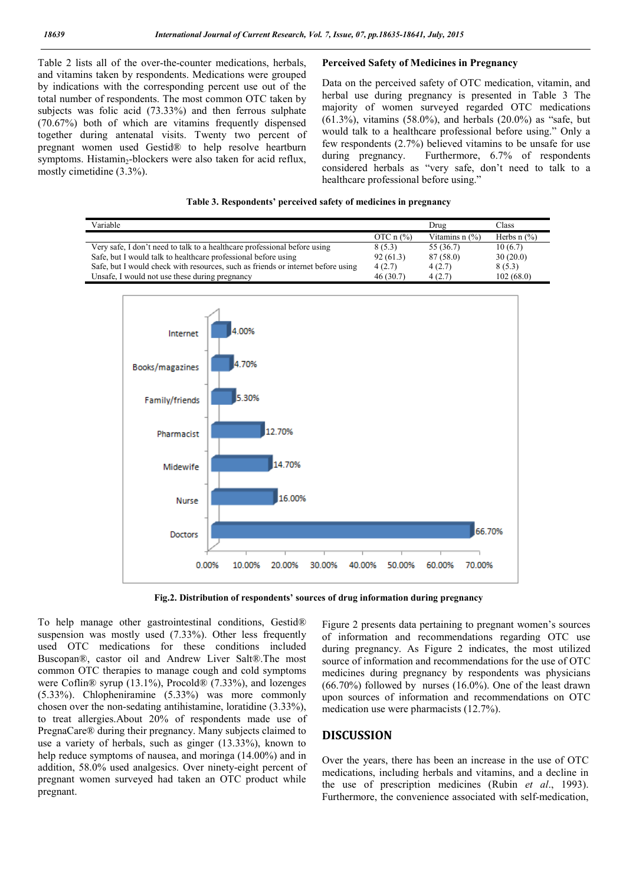Table 2 lists all of the over-the-counter medications, herbals, and vitamins taken by respondents. Medications were grouped by indications with the corresponding percent use out of the total number of respondents. The most common OTC taken by subjects was folic acid (73.33%) and then ferrous sulphate (70.67%) both of which are vitamins frequently dispensed together during antenatal visits. Twenty two percent of pregnant women used Gestid® to help resolve heartburn symptoms. Histamin$_2$-blockers were also taken for acid reflux, mostly cimetidine (3.3%).

### Perceived Safety of Medicines in Pregnancy

Data on the perceived safety of OTC medication, vitamin, and herbal use during pregnancy is presented in Table 3 The majority of women surveyed regarded OTC medications (61.3%), vitamins (58.0%), and herbals (20.0%) as "safe, but would talk to a healthcare professional before using." Only a few respondents (2.7%) believed vitamins to be unsafe for use during pregnancy. Furthermore, 6.7% of respondents considered herbals as "very safe, don't need to talk to a healthcare professional before using."

**Table 3. Respondents' perceived safety of medicines in pregnancy**

| Variable | Drug | | Class |
|---|---|---|---|
| | OTC n (%) | Vitamins n (%) | Herbs n (%) |
| Very safe, I don't need to talk to a healthcare professional before using | 8 (5.3) | 55 (36.7) | 10 (6.7) |
| Safe, but I would talk to healthcare professional before using | 92 (61.3) | 87 (58.0) | 30 (20.0) |
| Safe, but I would check with resources, such as friends or internet before using | 4 (2.7) | 4 (2.7) | 8 (5.3) |
| Unsafe, I would not use these during pregnancy | 46 (30.7) | 4 (2.7) | 102 (68.0) |

| Source | Percentage |
|---|---|
| Internet | 4.00% |
| Books/magazines | 4.70% |
| Family/friends | 5.30% |
| Pharmacist | 12.70% |
| Midewife | 14.70% |
| Nurse | 16.00% |
| Doctors | 66.70% |

**Fig.2. Distribution of respondents' sources of drug information during pregnancy**

To help manage other gastrointestinal conditions, Gestid® suspension was mostly used (7.33%). Other less frequently used OTC medications for these conditions included Buscopan®, castor oil and Andrew Liver Salt®.The most common OTC therapies to manage cough and cold symptoms were Coflin® syrup (13.1%), Procold® (7.33%), and lozenges (5.33%). Chlopheniramine (5.33%) was more commonly chosen over the non-sedating antihistamine, loratidine (3.33%), to treat allergies.About 20% of respondents made use of PregnaCare® during their pregnancy. Many subjects claimed to use a variety of herbals, such as ginger (13.33%), known to help reduce symptoms of nausea, and moringa (14.00%) and in addition, 58.0% used analgesics. Over ninety-eight percent of pregnant women surveyed had taken an OTC product while pregnant.

Figure 2 presents data pertaining to pregnant women's sources of information and recommendations regarding OTC use during pregnancy. As Figure 2 indicates, the most utilized source of information and recommendations for the use of OTC medicines during pregnancy by respondents was physicians (66.70%) followed by nurses (16.0%). One of the least drawn upon sources of information and recommendations on OTC medication use were pharmacists (12.7%).

## DISCUSSION

Over the years, there has been an increase in the use of OTC medications, including herbals and vitamins, and a decline in the use of prescription medicines (Rubin *et al*., 1993). Furthermore, the convenience associated with self-medication,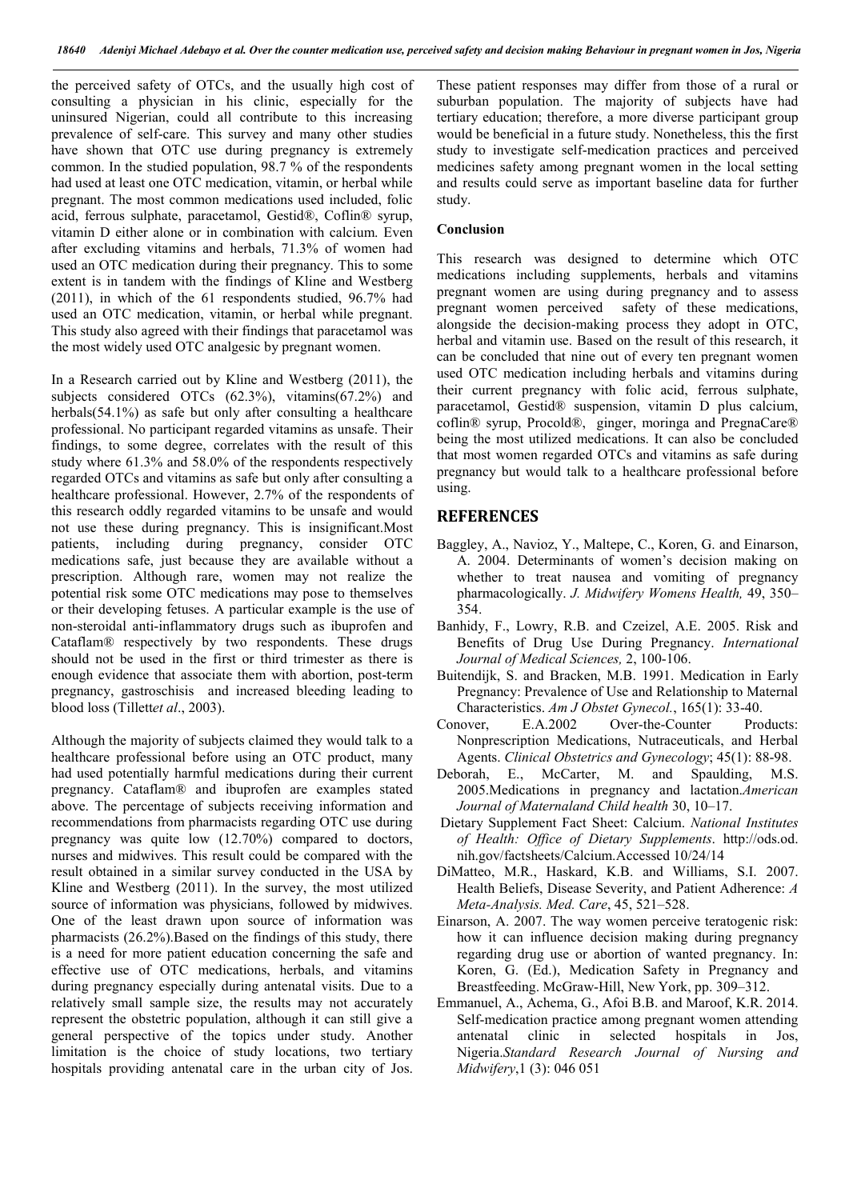the perceived safety of OTCs, and the usually high cost of consulting a physician in his clinic, especially for the uninsured Nigerian, could all contribute to this increasing prevalence of self-care. This survey and many other studies have shown that OTC use during pregnancy is extremely common. In the studied population, 98.7 % of the respondents had used at least one OTC medication, vitamin, or herbal while pregnant. The most common medications used included, folic acid, ferrous sulphate, paracetamol, Gestid®, Coflin® syrup, vitamin D either alone or in combination with calcium. Even after excluding vitamins and herbals, 71.3% of women had used an OTC medication during their pregnancy. This to some extent is in tandem with the findings of Kline and Westberg (2011), in which of the 61 respondents studied, 96.7% had used an OTC medication, vitamin, or herbal while pregnant. This study also agreed with their findings that paracetamol was the most widely used OTC analgesic by pregnant women.

In a Research carried out by Kline and Westberg (2011), the subjects considered OTCs (62.3%), vitamins(67.2%) and herbals(54.1%) as safe but only after consulting a healthcare professional. No participant regarded vitamins as unsafe. Their findings, to some degree, correlates with the result of this study where 61.3% and 58.0% of the respondents respectively regarded OTCs and vitamins as safe but only after consulting a healthcare professional. However, 2.7% of the respondents of this research oddly regarded vitamins to be unsafe and would not use these during pregnancy. This is insignificant.Most patients, including during pregnancy, consider OTC medications safe, just because they are available without a prescription. Although rare, women may not realize the potential risk some OTC medications may pose to themselves or their developing fetuses. A particular example is the use of non-steroidal anti-inflammatory drugs such as ibuprofen and Cataflam® respectively by two respondents. These drugs should not be used in the first or third trimester as there is enough evidence that associate them with abortion, post-term pregnancy, gastroschisis and increased bleeding leading to blood loss (Tillett*et al*., 2003).

Although the majority of subjects claimed they would talk to a healthcare professional before using an OTC product, many had used potentially harmful medications during their current pregnancy. Cataflam® and ibuprofen are examples stated above. The percentage of subjects receiving information and recommendations from pharmacists regarding OTC use during pregnancy was quite low (12.70%) compared to doctors, nurses and midwives. This result could be compared with the result obtained in a similar survey conducted in the USA by Kline and Westberg (2011). In the survey, the most utilized source of information was physicians, followed by midwives. One of the least drawn upon source of information was pharmacists (26.2%).Based on the findings of this study, there is a need for more patient education concerning the safe and effective use of OTC medications, herbals, and vitamins during pregnancy especially during antenatal visits. Due to a relatively small sample size, the results may not accurately represent the obstetric population, although it can still give a general perspective of the topics under study. Another limitation is the choice of study locations, two tertiary hospitals providing antenatal care in the urban city of Jos. These patient responses may differ from those of a rural or suburban population. The majority of subjects have had tertiary education; therefore, a more diverse participant group would be beneficial in a future study. Nonetheless, this the first study to investigate self-medication practices and perceived medicines safety among pregnant women in the local setting and results could serve as important baseline data for further study.

**Conclusion**

This research was designed to determine which OTC medications including supplements, herbals and vitamins pregnant women are using during pregnancy and to assess pregnant women perceived safety of these medications, alongside the decision-making process they adopt in OTC, herbal and vitamin use. Based on the result of this research, it can be concluded that nine out of every ten pregnant women used OTC medication including herbals and vitamins during their current pregnancy with folic acid, ferrous sulphate, paracetamol, Gestid® suspension, vitamin D plus calcium, coflin® syrup, Procold®, ginger, moringa and PregnaCare® being the most utilized medications. It can also be concluded that most women regarded OTCs and vitamins as safe during pregnancy but would talk to a healthcare professional before using.

## REFERENCES

Baggley, A., Navioz, Y., Maltepe, C., Koren, G. and Einarson, A. 2004. Determinants of women's decision making on whether to treat nausea and vomiting of pregnancy pharmacologically. *J. Midwifery Womens Health,* 49, 350–354.

Banhidy, F., Lowry, R.B. and Czeizel, A.E. 2005. Risk and Benefits of Drug Use During Pregnancy. *International Journal of Medical Sciences,* 2, 100-106.

Buitendijk, S. and Bracken, M.B. 1991. Medication in Early Pregnancy: Prevalence of Use and Relationship to Maternal Characteristics. *Am J Obstet Gynecol.*, 165(1): 33-40.

Conover, E.A.2002 Over-the-Counter Products: Nonprescription Medications, Nutraceuticals, and Herbal Agents. *Clinical Obstetrics and Gynecology*; 45(1): 88-98.

Deborah, E., McCarter, M. and Spaulding, M.S. 2005.Medications in pregnancy and lactation.*American Journal of Maternaland Child health* 30, 10–17.

Dietary Supplement Fact Sheet: Calcium. *National Institutes of Health: Office of Dietary Supplements*. http://ods.od.nih.gov/factsheets/Calcium.Accessed 10/24/14

DiMatteo, M.R., Haskard, K.B. and Williams, S.I. 2007. Health Beliefs, Disease Severity, and Patient Adherence: *A Meta-Analysis. Med. Care*, 45, 521–528.

Einarson, A. 2007. The way women perceive teratogenic risk: how it can influence decision making during pregnancy regarding drug use or abortion of wanted pregnancy. In: Koren, G. (Ed.), Medication Safety in Pregnancy and Breastfeeding. McGraw-Hill, New York, pp. 309–312.

Emmanuel, A., Achema, G., Afoi B.B. and Maroof, K.R. 2014. Self-medication practice among pregnant women attending antenatal clinic in selected hospitals in Jos, Nigeria.*Standard Research Journal of Nursing and Midwifery*,1 (3): 046 051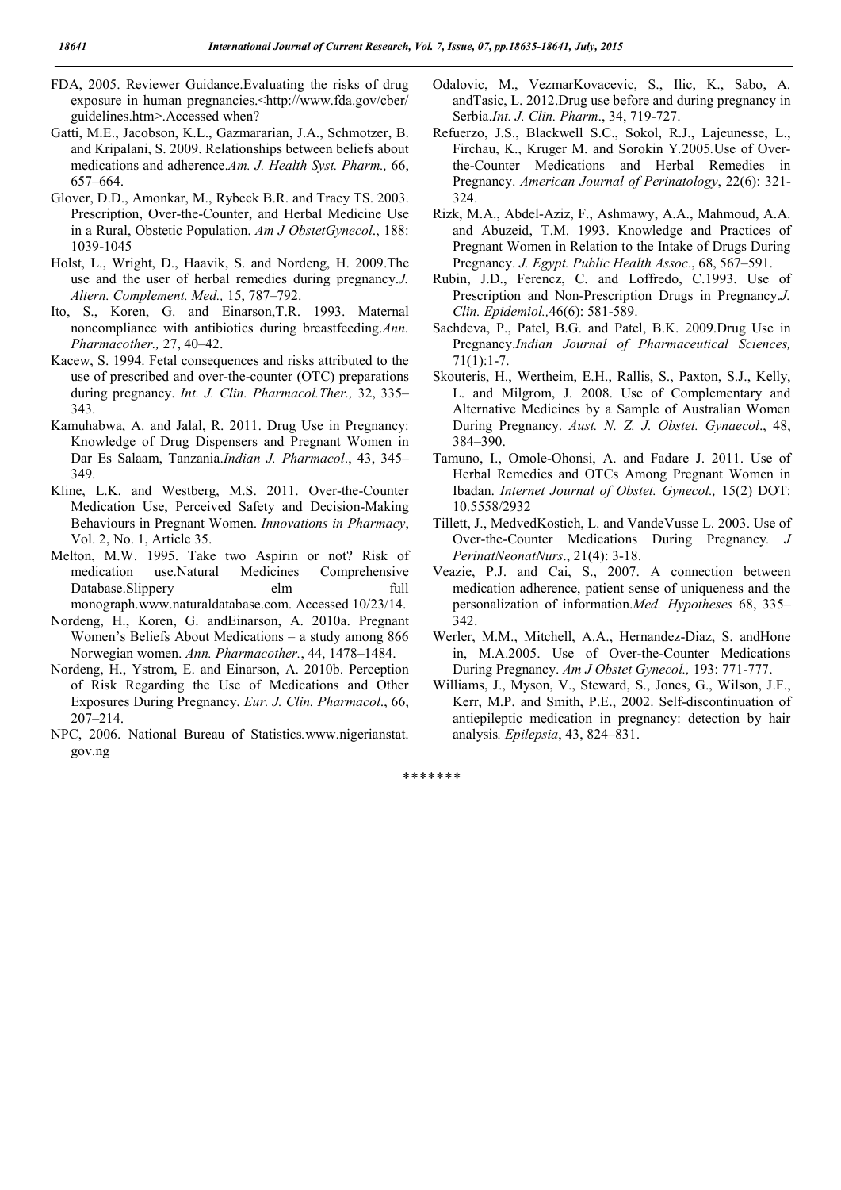FDA, 2005. Reviewer Guidance.Evaluating the risks of drug exposure in human pregnancies.<http://www.fda.gov/cber/guidelines.htm>.Accessed when?

Gatti, M.E., Jacobson, K.L., Gazmararian, J.A., Schmotzer, B. and Kripalani, S. 2009. Relationships between beliefs about medications and adherence.*Am. J. Health Syst. Pharm.,* 66, 657–664.

Glover, D.D., Amonkar, M., Rybeck B.R. and Tracy TS. 2003. Prescription, Over-the-Counter, and Herbal Medicine Use in a Rural, Obstetic Population. *Am J ObstetGynecol*., 188: 1039-1045

Holst, L., Wright, D., Haavik, S. and Nordeng, H. 2009.The use and the user of herbal remedies during pregnancy.*J. Altern. Complement. Med.,* 15, 787–792.

Ito, S., Koren, G. and Einarson,T.R. 1993. Maternal noncompliance with antibiotics during breastfeeding.*Ann. Pharmacother.,* 27, 40–42.

Kacew, S. 1994. Fetal consequences and risks attributed to the use of prescribed and over-the-counter (OTC) preparations during pregnancy. *Int. J. Clin. Pharmacol.Ther.,* 32, 335–343.

Kamuhabwa, A. and Jalal, R. 2011. Drug Use in Pregnancy: Knowledge of Drug Dispensers and Pregnant Women in Dar Es Salaam, Tanzania.*Indian J. Pharmacol*., 43, 345–349.

Kline, L.K. and Westberg, M.S. 2011. Over-the-Counter Medication Use, Perceived Safety and Decision-Making Behaviours in Pregnant Women. *Innovations in Pharmacy*, Vol. 2, No. 1, Article 35.

Melton, M.W. 1995. Take two Aspirin or not? Risk of medication use.Natural Medicines Comprehensive Database.Slippery elm full monograph.www.naturaldatabase.com. Accessed 10/23/14.

Nordeng, H., Koren, G. andEinarson, A. 2010a. Pregnant Women's Beliefs About Medications – a study among 866 Norwegian women. *Ann. Pharmacother.*, 44, 1478–1484.

Nordeng, H., Ystrom, E. and Einarson, A. 2010b. Perception of Risk Regarding the Use of Medications and Other Exposures During Pregnancy. *Eur. J. Clin. Pharmacol*., 66, 207–214.

NPC, 2006. National Bureau of Statistics.www.nigerianstat.gov.ng

Odalovic, M., VezmarKovacevic, S., Ilic, K., Sabo, A. andTasic, L. 2012.Drug use before and during pregnancy in Serbia.*Int. J. Clin. Pharm*., 34, 719-727.

Refuerzo, J.S., Blackwell S.C., Sokol, R.J., Lajeunesse, L., Firchau, K., Kruger M. and Sorokin Y.2005.Use of Over-the-Counter Medications and Herbal Remedies in Pregnancy. *American Journal of Perinatology*, 22(6): 321-324.

Rizk, M.A., Abdel-Aziz, F., Ashmawy, A.A., Mahmoud, A.A. and Abuzeid, T.M. 1993. Knowledge and Practices of Pregnant Women in Relation to the Intake of Drugs During Pregnancy. *J. Egypt. Public Health Assoc*., 68, 567–591.

Rubin, J.D., Ferencz, C. and Loffredo, C.1993. Use of Prescription and Non-Prescription Drugs in Pregnancy.*J. Clin. Epidemiol.,*46(6): 581-589.

Sachdeva, P., Patel, B.G. and Patel, B.K. 2009.Drug Use in Pregnancy.*Indian Journal of Pharmaceutical Sciences,* 71(1):1-7.

Skouteris, H., Wertheim, E.H., Rallis, S., Paxton, S.J., Kelly, L. and Milgrom, J. 2008. Use of Complementary and Alternative Medicines by a Sample of Australian Women During Pregnancy. *Aust. N. Z. J. Obstet. Gynaecol*., 48, 384–390.

Tamuno, I., Omole-Ohonsi, A. and Fadare J. 2011. Use of Herbal Remedies and OTCs Among Pregnant Women in Ibadan. *Internet Journal of Obstet. Gynecol.,* 15(2) DOT: 10.5558/2932

Tillett, J., MedvedKostich, L. and VandeVusse L. 2003. Use of Over-the-Counter Medications During Pregnancy*. J PerinatNeonatNurs*., 21(4): 3-18.

Veazie, P.J. and Cai, S., 2007. A connection between medication adherence, patient sense of uniqueness and the personalization of information.*Med. Hypotheses* 68, 335–342.

Werler, M.M., Mitchell, A.A., Hernandez-Diaz, S. andHone in, M.A.2005. Use of Over-the-Counter Medications During Pregnancy. *Am J Obstet Gynecol.,* 193: 771-777.

Williams, J., Myson, V., Steward, S., Jones, G., Wilson, J.F., Kerr, M.P. and Smith, P.E., 2002. Self-discontinuation of antiepileptic medication in pregnancy: detection by hair analysis*. Epilepsia*, 43, 824–831.

*******